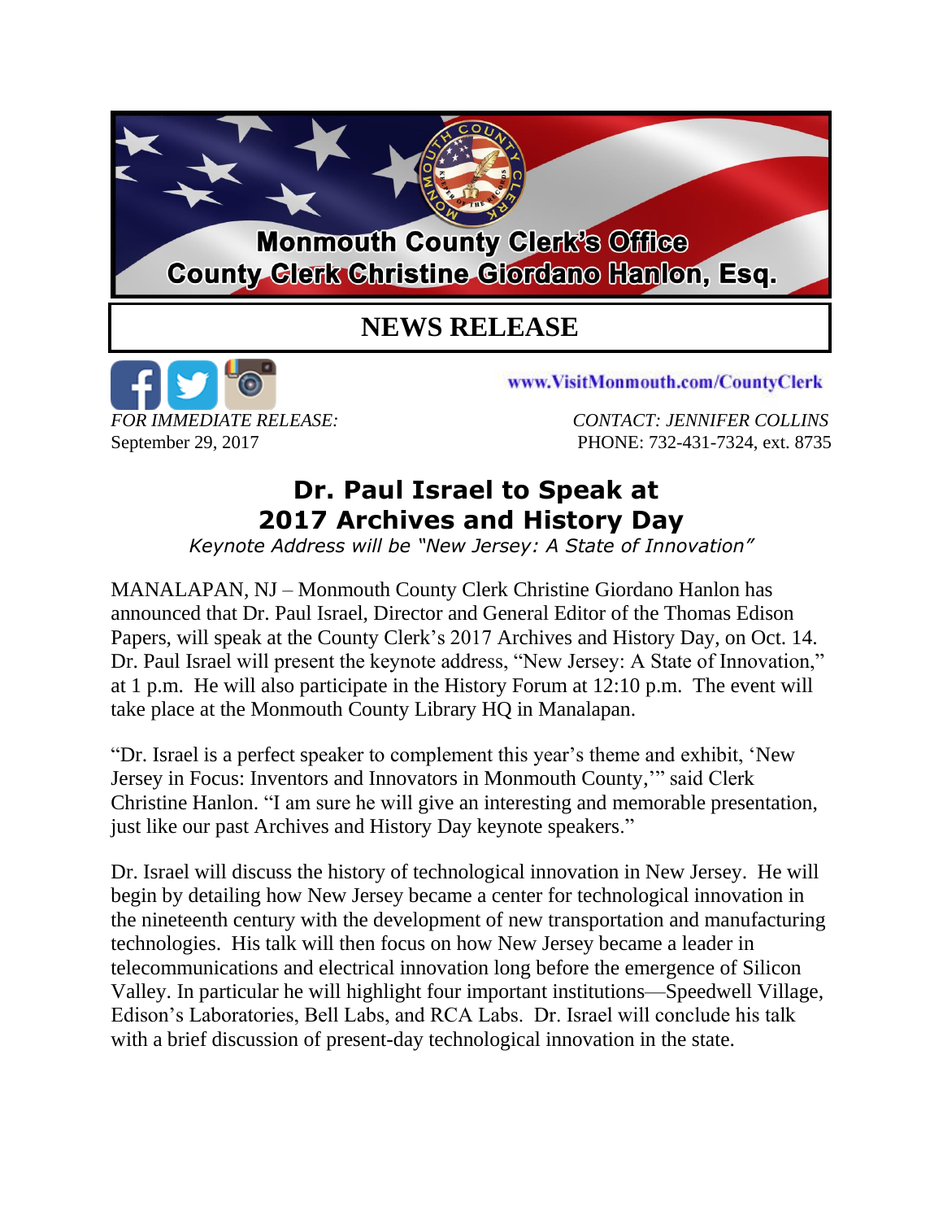**Monmouth County Clerk's Office**
**County Clerk Christine Giordano Hanlon, Esq.**

# NEWS RELEASE

www.VisitMonmouth.com/CountyClerk

*FOR IMMEDIATE RELEASE:*
September 29, 2017

*CONTACT: JENNIFER COLLINS*
PHONE: 732-431-7324, ext. 8735

## Dr. Paul Israel to Speak at 2017 Archives and History Day

*Keynote Address will be "New Jersey: A State of Innovation"*

MANALAPAN, NJ – Monmouth County Clerk Christine Giordano Hanlon has announced that Dr. Paul Israel, Director and General Editor of the Thomas Edison Papers, will speak at the County Clerk's 2017 Archives and History Day, on Oct. 14. Dr. Paul Israel will present the keynote address, "New Jersey: A State of Innovation," at 1 p.m. He will also participate in the History Forum at 12:10 p.m. The event will take place at the Monmouth County Library HQ in Manalapan.

"Dr. Israel is a perfect speaker to complement this year's theme and exhibit, 'New Jersey in Focus: Inventors and Innovators in Monmouth County,'" said Clerk Christine Hanlon. "I am sure he will give an interesting and memorable presentation, just like our past Archives and History Day keynote speakers."

Dr. Israel will discuss the history of technological innovation in New Jersey. He will begin by detailing how New Jersey became a center for technological innovation in the nineteenth century with the development of new transportation and manufacturing technologies. His talk will then focus on how New Jersey became a leader in telecommunications and electrical innovation long before the emergence of Silicon Valley. In particular he will highlight four important institutions—Speedwell Village, Edison's Laboratories, Bell Labs, and RCA Labs. Dr. Israel will conclude his talk with a brief discussion of present-day technological innovation in the state.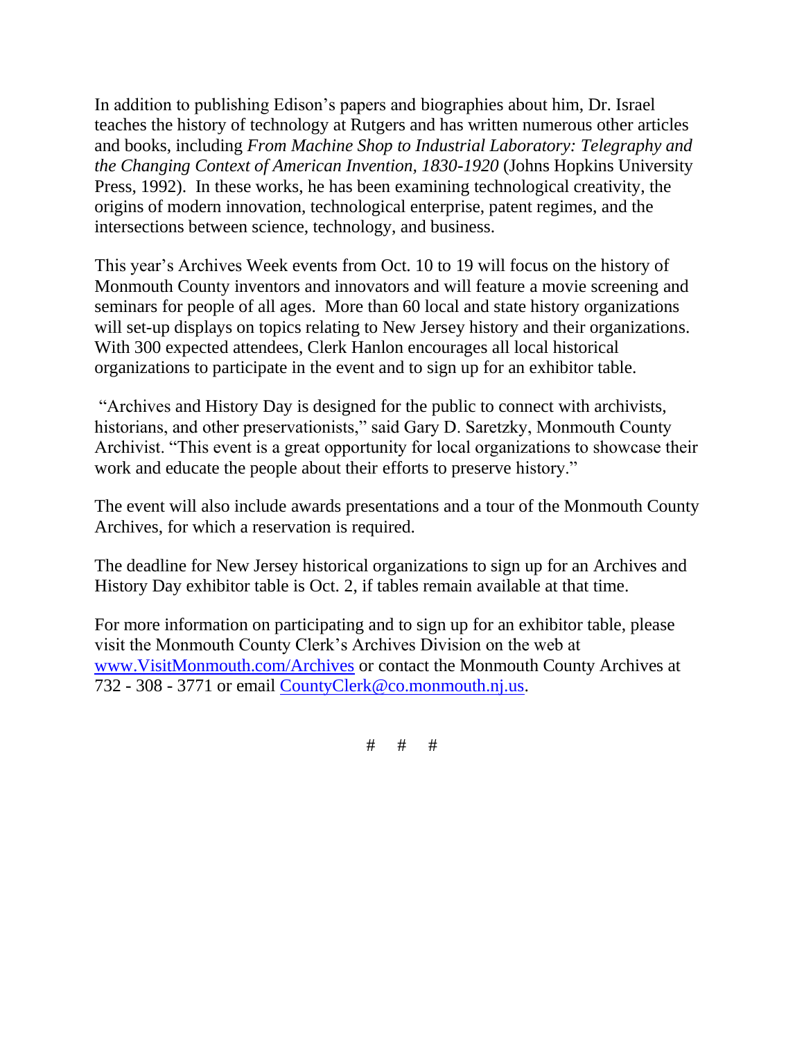In addition to publishing Edison's papers and biographies about him, Dr. Israel teaches the history of technology at Rutgers and has written numerous other articles and books, including *From Machine Shop to Industrial Laboratory: Telegraphy and the Changing Context of American Invention, 1830-1920* (Johns Hopkins University Press, 1992). In these works, he has been examining technological creativity, the origins of modern innovation, technological enterprise, patent regimes, and the intersections between science, technology, and business.

This year's Archives Week events from Oct. 10 to 19 will focus on the history of Monmouth County inventors and innovators and will feature a movie screening and seminars for people of all ages. More than 60 local and state history organizations will set-up displays on topics relating to New Jersey history and their organizations. With 300 expected attendees, Clerk Hanlon encourages all local historical organizations to participate in the event and to sign up for an exhibitor table.

"Archives and History Day is designed for the public to connect with archivists, historians, and other preservationists," said Gary D. Saretzky, Monmouth County Archivist. "This event is a great opportunity for local organizations to showcase their work and educate the people about their efforts to preserve history."

The event will also include awards presentations and a tour of the Monmouth County Archives, for which a reservation is required.

The deadline for New Jersey historical organizations to sign up for an Archives and History Day exhibitor table is Oct. 2, if tables remain available at that time.

For more information on participating and to sign up for an exhibitor table, please visit the Monmouth County Clerk's Archives Division on the web at [www.VisitMonmouth.com/Archives](http://www.VisitMonmouth.com/Archives) or contact the Monmouth County Archives at 732 - 308 - 3771 or email [CountyClerk@co.monmouth.nj.us](mailto:CountyClerk@co.monmouth.nj.us).

# # #